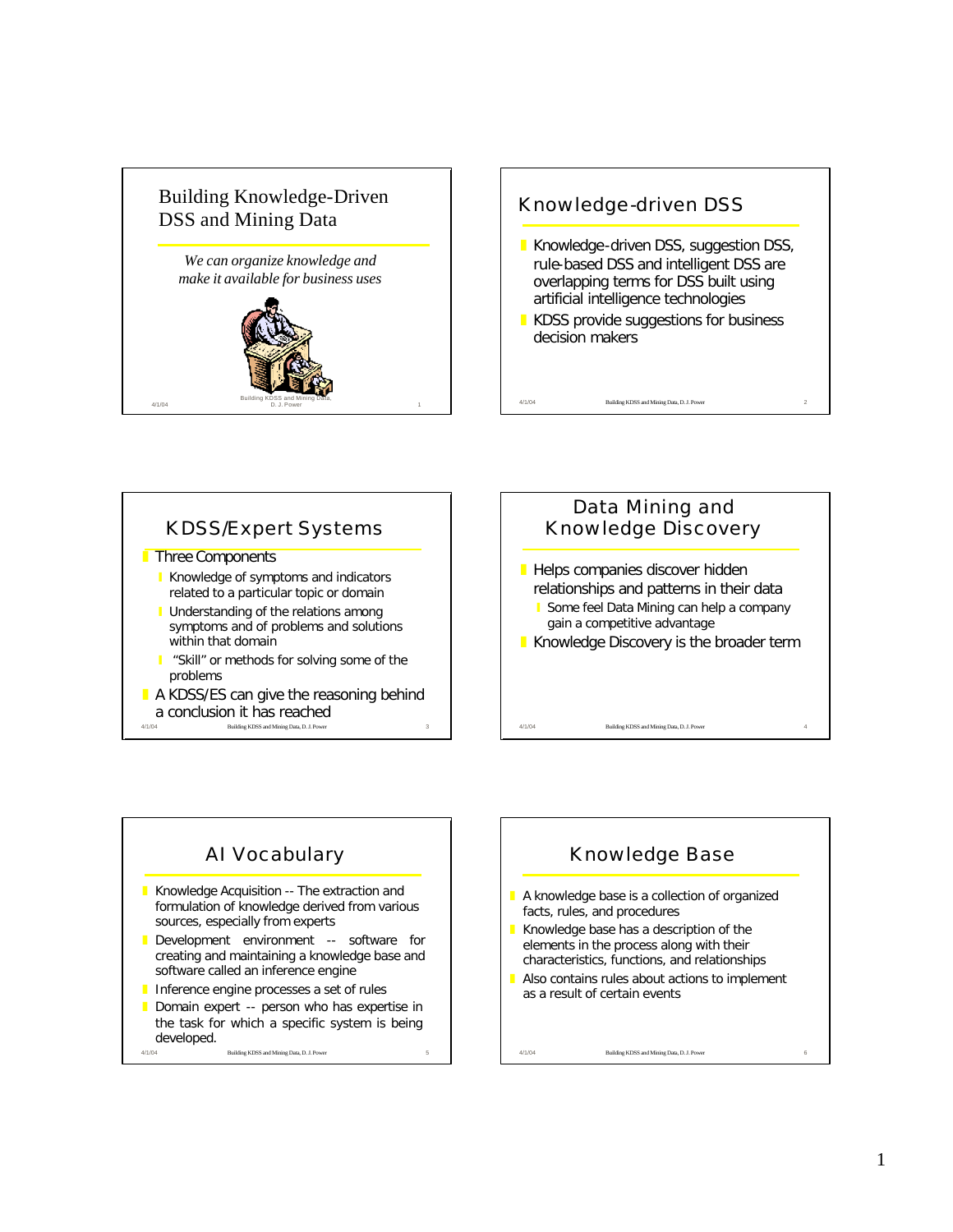# Building Knowledge-Driven DSS and Mining Data

*We can organize knowledge and make it available for business uses*

## Knowledge-driven DSS

- Knowledge-driven DSS, suggestion DSS, rule-based DSS and intelligent DSS are overlapping terms for DSS built using artificial intelligence technologies
- KDSS provide suggestions for business decision makers

## KDSS/Expert Systems

- Three Components
  - Knowledge of symptoms and indicators related to a particular topic or domain
  - Understanding of the relations among symptoms and of problems and solutions within that domain
  - "Skill" or methods for solving some of the problems
- A KDSS/ES can give the reasoning behind a conclusion it has reached

## Data Mining and Knowledge Discovery

- Helps companies discover hidden relationships and patterns in their data
  - Some feel Data Mining can help a company gain a competitive advantage
- Knowledge Discovery is the broader term

## AI Vocabulary

- Knowledge Acquisition -- The extraction and formulation of knowledge derived from various sources, especially from experts
- Development environment -- software for creating and maintaining a knowledge base and software called an inference engine
- Inference engine processes a set of rules
- Domain expert -- person who has expertise in the task for which a specific system is being developed.

## Knowledge Base

- A knowledge base is a collection of organized facts, rules, and procedures
- Knowledge base has a description of the elements in the process along with their characteristics, functions, and relationships
- Also contains rules about actions to implement as a result of certain events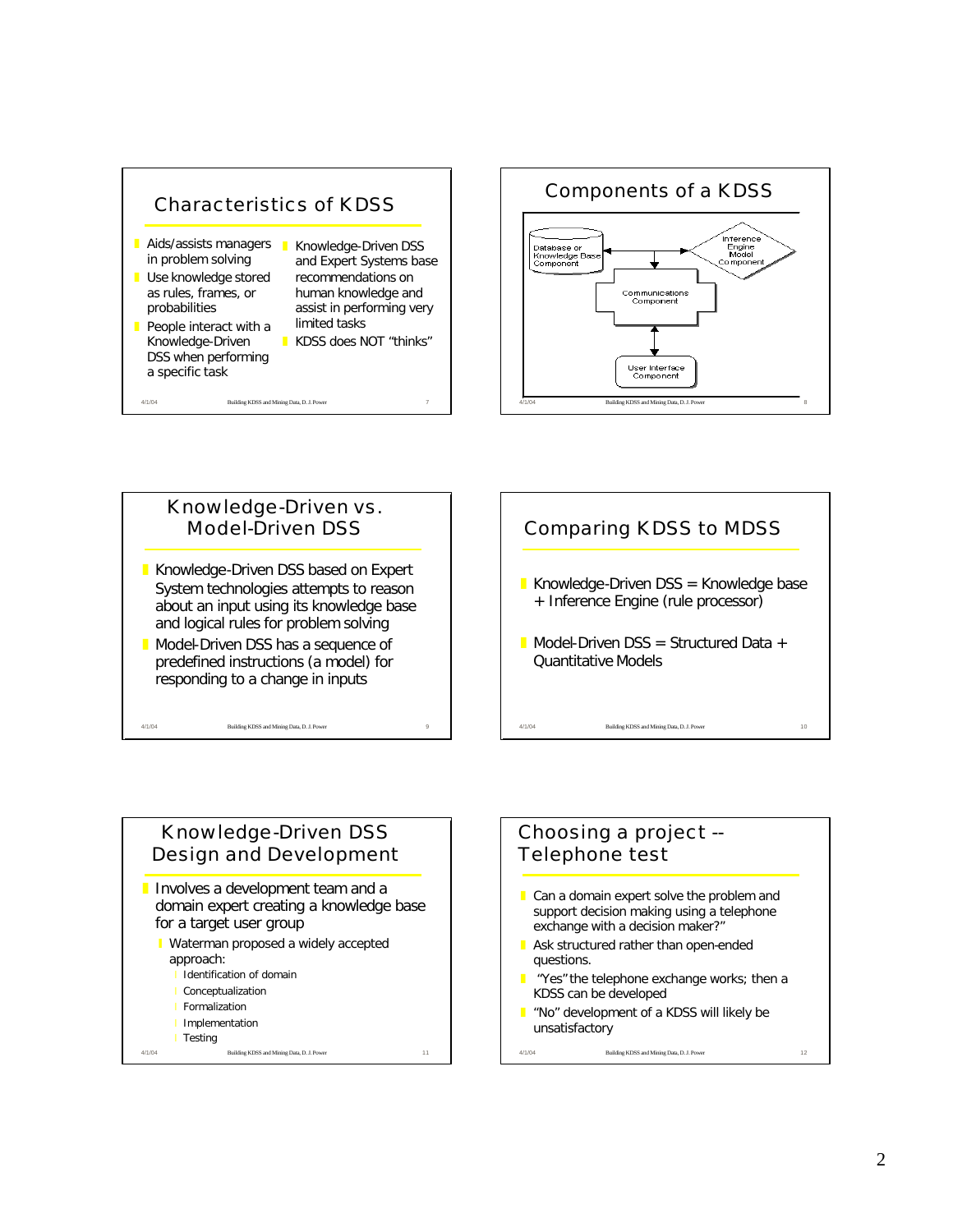## Characteristics of KDSS

- Aids/assists managers in problem solving
- Use knowledge stored as rules, frames, or probabilities
- People interact with a Knowledge-Driven DSS when performing a specific task
- Knowledge-Driven DSS and Expert Systems base recommendations on human knowledge and assist in performing very limited tasks
- KDSS does NOT "thinks"

## Components of a KDSS

Database or Knowledge Base Component

Inference Engine Model Component

Communications Component

User Interface Component

## Knowledge-Driven vs. Model-Driven DSS

- Knowledge-Driven DSS based on Expert System technologies attempts to reason about an input using its knowledge base and logical rules for problem solving
- Model-Driven DSS has a sequence of predefined instructions (a model) for responding to a change in inputs

## Comparing KDSS to MDSS

- Knowledge-Driven DSS = Knowledge base + Inference Engine (rule processor)
- Model-Driven DSS = Structured Data + Quantitative Models

## Knowledge-Driven DSS Design and Development

- Involves a development team and a domain expert creating a knowledge base for a target user group
  - Waterman proposed a widely accepted approach:
    - Identification of domain
    - Conceptualization
    - Formalization
    - Implementation
    - Testing

## Choosing a project -- Telephone test

- Can a domain expert solve the problem and support decision making using a telephone exchange with a decision maker?"
- Ask structured rather than open-ended questions.
- "Yes" the telephone exchange works; then a KDSS can be developed
- "No" development of a KDSS will likely be unsatisfactory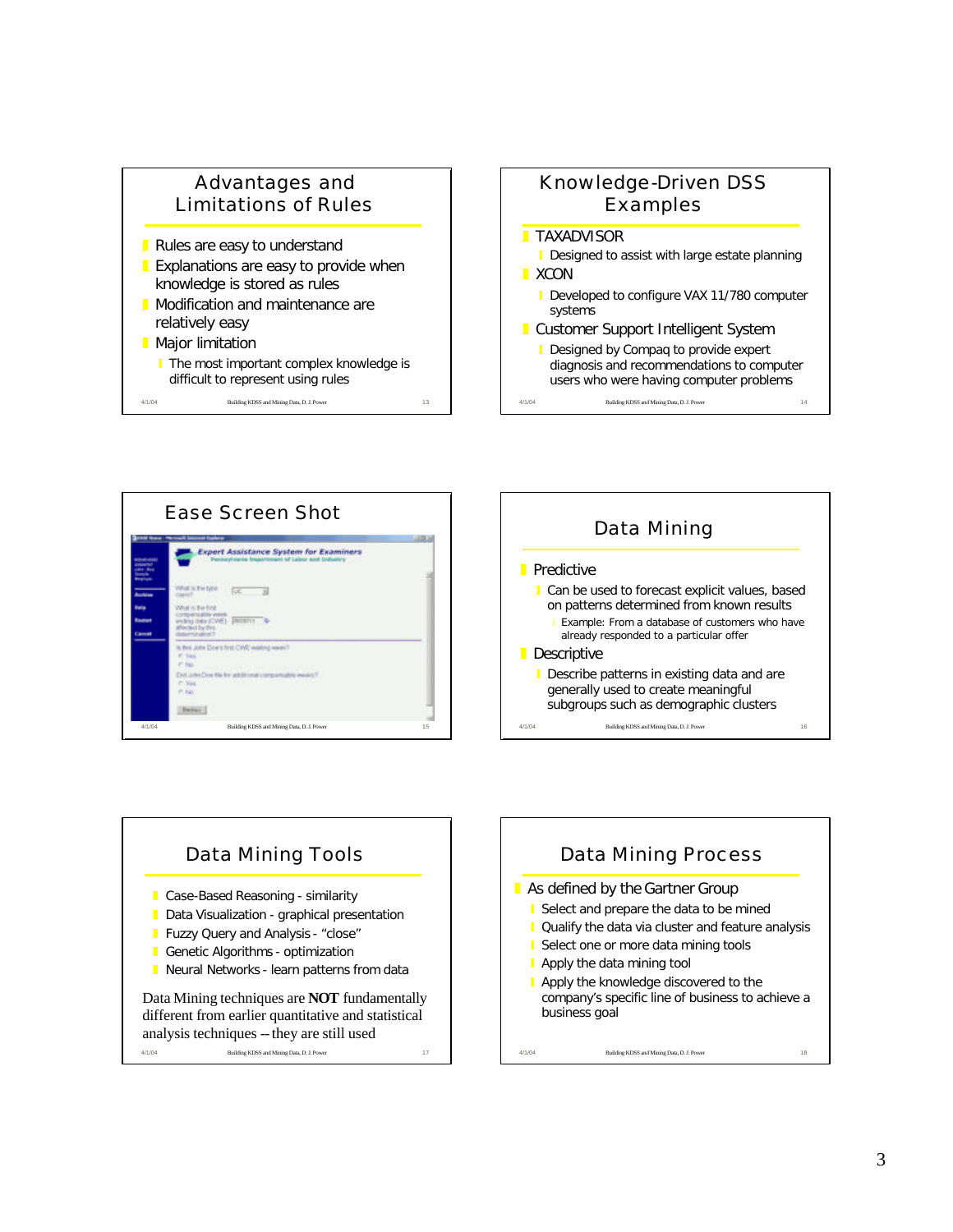## Advantages and Limitations of Rules

- Rules are easy to understand
- Explanations are easy to provide when knowledge is stored as rules
- Modification and maintenance are relatively easy
- Major limitation
  - The most important complex knowledge is difficult to represent using rules

## Knowledge-Driven DSS Examples

- TAXADVISOR
  - Designed to assist with large estate planning
- XCON
  - Developed to configure VAX 11/780 computer systems
- Customer Support Intelligent System
  - Designed by Compaq to provide expert diagnosis and recommendations to computer users who were having computer problems

## Ease Screen Shot

## Data Mining

- Predictive
  - Can be used to forecast explicit values, based on patterns determined from known results
    - Example: From a database of customers who have already responded to a particular offer
- Descriptive
  - Describe patterns in existing data and are generally used to create meaningful subgroups such as demographic clusters

## Data Mining Tools

- Case-Based Reasoning - similarity
- Data Visualization - graphical presentation
- Fuzzy Query and Analysis - "close"
- Genetic Algorithms - optimization
- Neural Networks - learn patterns from data

Data Mining techniques are **NOT** fundamentally different from earlier quantitative and statistical analysis techniques -- they are still used

## Data Mining Process

- As defined by the Gartner Group
  - Select and prepare the data to be mined
  - Qualify the data via cluster and feature analysis
  - Select one or more data mining tools
  - Apply the data mining tool
  - Apply the knowledge discovered to the company's specific line of business to achieve a business goal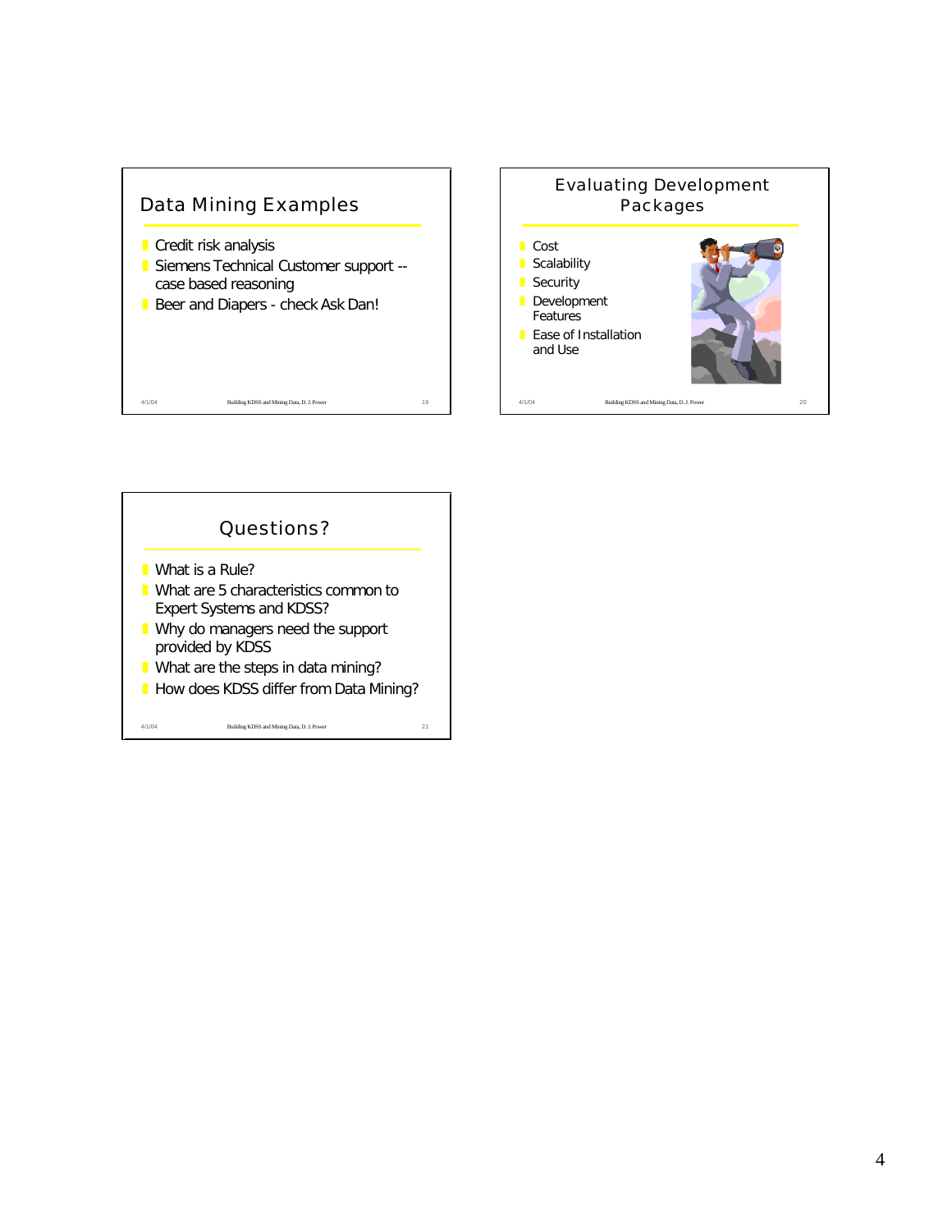## Data Mining Examples

- Credit risk analysis
- Siemens Technical Customer support -- case based reasoning
- Beer and Diapers - check Ask Dan!

## Evaluating Development Packages

- Cost
- Scalability
- Security
- Development Features
- Ease of Installation and Use

## Questions?

- What is a Rule?
- What are 5 characteristics common to Expert Systems and KDSS?
- Why do managers need the support provided by KDSS
- What are the steps in data mining?
- How does KDSS differ from Data Mining?